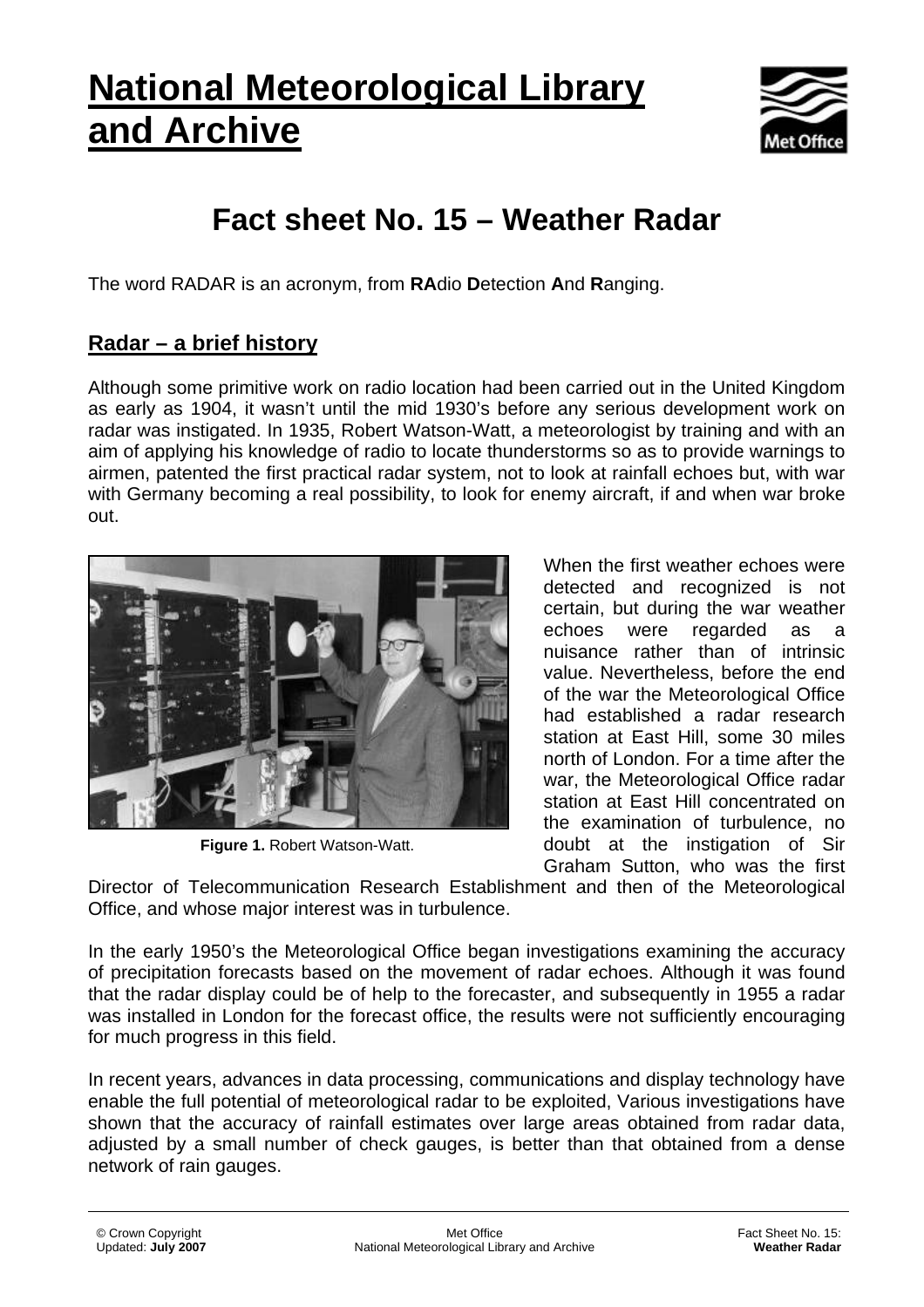# National Meteorological Library and Archive

# Fact sheet No. 15 – Weather Radar

The word RADAR is an acronym, from **RA**dio **D**etection **A**nd **R**anging.

## Radar – a brief history

Although some primitive work on radio location had been carried out in the United Kingdom as early as 1904, it wasn't until the mid 1930's before any serious development work on radar was instigated. In 1935, Robert Watson-Watt, a meteorologist by training and with an aim of applying his knowledge of radio to locate thunderstorms so as to provide warnings to airmen, patented the first practical radar system, not to look at rainfall echoes but, with war with Germany becoming a real possibility, to look for enemy aircraft, if and when war broke out.

**Figure 1.** Robert Watson-Watt.

When the first weather echoes were detected and recognized is not certain, but during the war weather echoes were regarded as a nuisance rather than of intrinsic value. Nevertheless, before the end of the war the Meteorological Office had established a radar research station at East Hill, some 30 miles north of London. For a time after the war, the Meteorological Office radar station at East Hill concentrated on the examination of turbulence, no doubt at the instigation of Sir Graham Sutton, who was the first Director of Telecommunication Research Establishment and then of the Meteorological Office, and whose major interest was in turbulence.

In the early 1950's the Meteorological Office began investigations examining the accuracy of precipitation forecasts based on the movement of radar echoes. Although it was found that the radar display could be of help to the forecaster, and subsequently in 1955 a radar was installed in London for the forecast office, the results were not sufficiently encouraging for much progress in this field.

In recent years, advances in data processing, communications and display technology have enable the full potential of meteorological radar to be exploited, Various investigations have shown that the accuracy of rainfall estimates over large areas obtained from radar data, adjusted by a small number of check gauges, is better than that obtained from a dense network of rain gauges.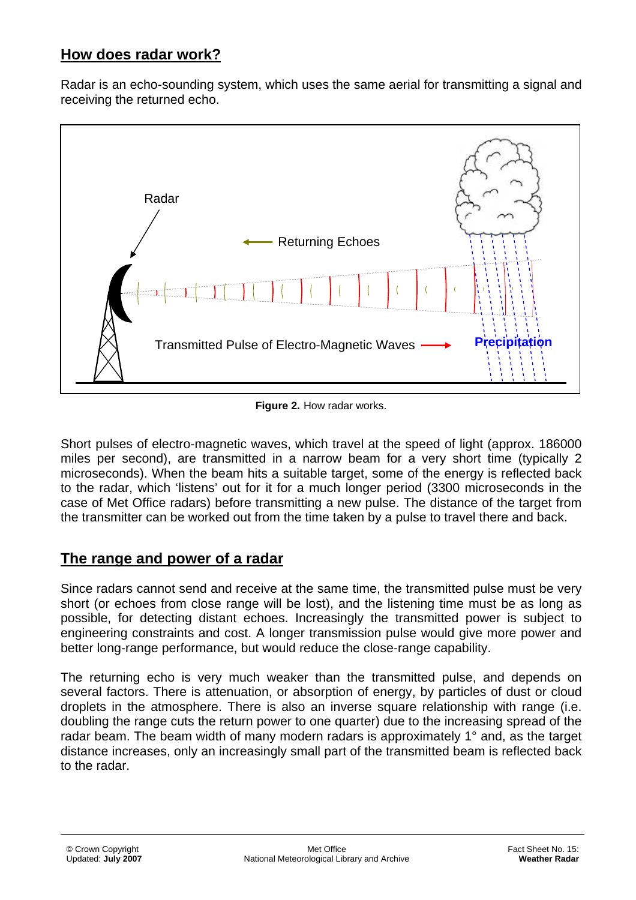## How does radar work?

Radar is an echo-sounding system, which uses the same aerial for transmitting a signal and receiving the returned echo.

**Figure 2.** How radar works.

Short pulses of electro-magnetic waves, which travel at the speed of light (approx. 186000 miles per second), are transmitted in a narrow beam for a very short time (typically 2 microseconds). When the beam hits a suitable target, some of the energy is reflected back to the radar, which 'listens' out for it for a much longer period (3300 microseconds in the case of Met Office radars) before transmitting a new pulse. The distance of the target from the transmitter can be worked out from the time taken by a pulse to travel there and back.

## The range and power of a radar

Since radars cannot send and receive at the same time, the transmitted pulse must be very short (or echoes from close range will be lost), and the listening time must be as long as possible, for detecting distant echoes. Increasingly the transmitted power is subject to engineering constraints and cost. A longer transmission pulse would give more power and better long-range performance, but would reduce the close-range capability.

The returning echo is very much weaker than the transmitted pulse, and depends on several factors. There is attenuation, or absorption of energy, by particles of dust or cloud droplets in the atmosphere. There is also an inverse square relationship with range (i.e. doubling the range cuts the return power to one quarter) due to the increasing spread of the radar beam. The beam width of many modern radars is approximately 1° and, as the target distance increases, only an increasingly small part of the transmitted beam is reflected back to the radar.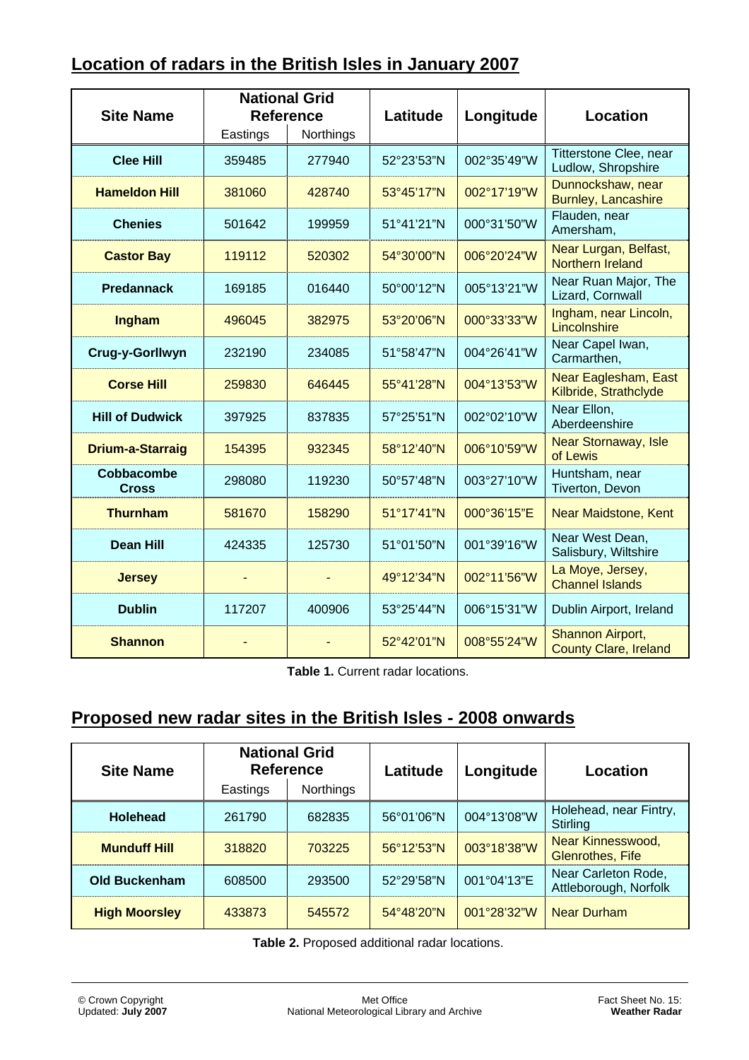## Location of radars in the British Isles in January 2007

| Site Name | National Grid Reference | | Latitude | Longitude | Location |
|---|---|---|---|---|---|
| | Eastings | Northings | | | |
| **Clee Hill** | 359485 | 277940 | 52°23'53"N | 002°35'49"W | Titterstone Clee, near Ludlow, Shropshire |
| **Hameldon Hill** | 381060 | 428740 | 53°45'17"N | 002°17'19"W | Dunnockshaw, near Burnley, Lancashire |
| **Chenies** | 501642 | 199959 | 51°41'21"N | 000°31'50"W | Flauden, near Amersham, |
| **Castor Bay** | 119112 | 520302 | 54°30'00"N | 006°20'24"W | Near Lurgan, Belfast, Northern Ireland |
| **Predannack** | 169185 | 016440 | 50°00'12"N | 005°13'21"W | Near Ruan Major, The Lizard, Cornwall |
| **Ingham** | 496045 | 382975 | 53°20'06"N | 000°33'33"W | Ingham, near Lincoln, Lincolnshire |
| **Crug-y-Gorllwyn** | 232190 | 234085 | 51°58'47"N | 004°26'41"W | Near Capel Iwan, Carmarthen, |
| **Corse Hill** | 259830 | 646445 | 55°41'28"N | 004°13'53"W | Near Eaglesham, East Kilbride, Strathclyde |
| **Hill of Dudwick** | 397925 | 837835 | 57°25'51"N | 002°02'10"W | Near Ellon, Aberdeenshire |
| **Drium-a-Starraig** | 154395 | 932345 | 58°12'40"N | 006°10'59"W | Near Stornaway, Isle of Lewis |
| **Cobbacombe Cross** | 298080 | 119230 | 50°57'48"N | 003°27'10"W | Huntsham, near Tiverton, Devon |
| **Thurnham** | 581670 | 158290 | 51°17'41"N | 000°36'15"E | Near Maidstone, Kent |
| **Dean Hill** | 424335 | 125730 | 51°01'50"N | 001°39'16"W | Near West Dean, Salisbury, Wiltshire |
| **Jersey** | - | - | 49°12'34"N | 002°11'56"W | La Moye, Jersey, Channel Islands |
| **Dublin** | 117207 | 400906 | 53°25'44"N | 006°15'31"W | Dublin Airport, Ireland |
| **Shannon** | - | - | 52°42'01"N | 008°55'24"W | Shannon Airport, County Clare, Ireland |

**Table 1.** Current radar locations.

## Proposed new radar sites in the British Isles - 2008 onwards

| Site Name | National Grid Reference | | Latitude | Longitude | Location |
|---|---|---|---|---|---|
| | Eastings | Northings | | | |
| **Holehead** | 261790 | 682835 | 56°01'06"N | 004°13'08"W | Holehead, near Fintry, Stirling |
| **Munduff Hill** | 318820 | 703225 | 56°12'53"N | 003°18'38"W | Near Kinnesswood, Glenrothes, Fife |
| **Old Buckenham** | 608500 | 293500 | 52°29'58"N | 001°04'13"E | Near Carleton Rode, Attleborough, Norfolk |
| **High Moorsley** | 433873 | 545572 | 54°48'20"N | 001°28'32"W | Near Durham |

**Table 2.** Proposed additional radar locations.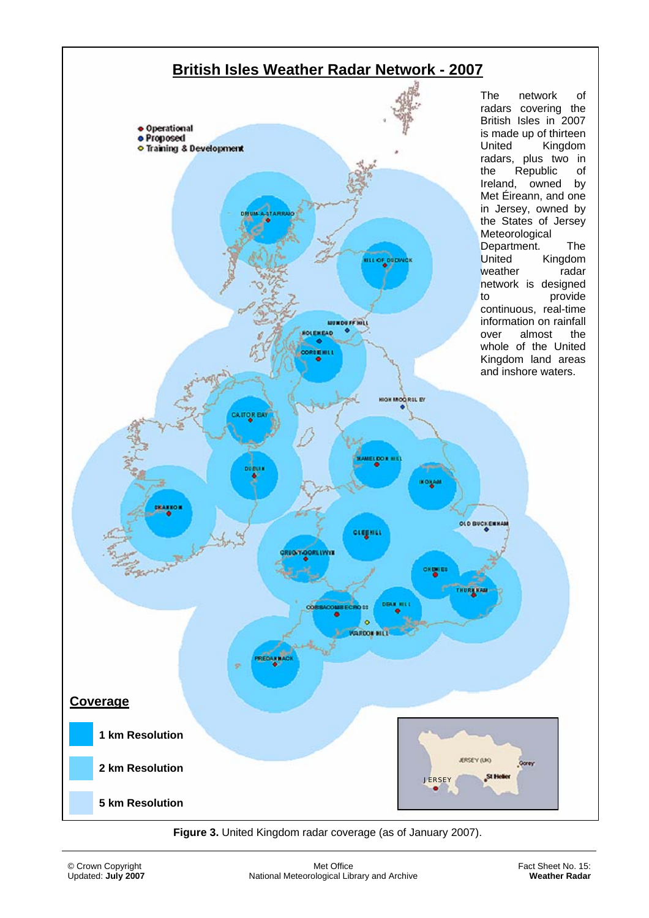## British Isles Weather Radar Network - 2007

The network of radars covering the British Isles in 2007 is made up of thirteen United Kingdom radars, plus two in the Republic of Ireland, owned by Met Éireann, and one in Jersey, owned by the States of Jersey Meteorological Department. The United Kingdom weather radar network is designed to provide continuous, real-time information on rainfall over almost the whole of the United Kingdom land areas and inshore waters.

- Operational
- Proposed
- Training & Development

DRUIM-A-STARRAIG, HILL OF DUDWICK, MUNDUFF HILL, HOLEHEAD, CORSE HILL, HIGH MOORSLEY, CASTOR BAY, HAMELDON HILL, INGHAM, DUBLIN, SHANNON, OLD BUCKENHAM, CLEE HILL, CRUG-Y-GORLLWYN, CHENIES, THURNHAM, COBBACOMBE CROSS, DEAN HILL, WARDON HILL, PREDANNACK

JERSEY (UK), Gorey, St Helier, JERSEY

### Coverage

- 1 km Resolution
- 2 km Resolution
- 5 km Resolution

**Figure 3.** United Kingdom radar coverage (as of January 2007).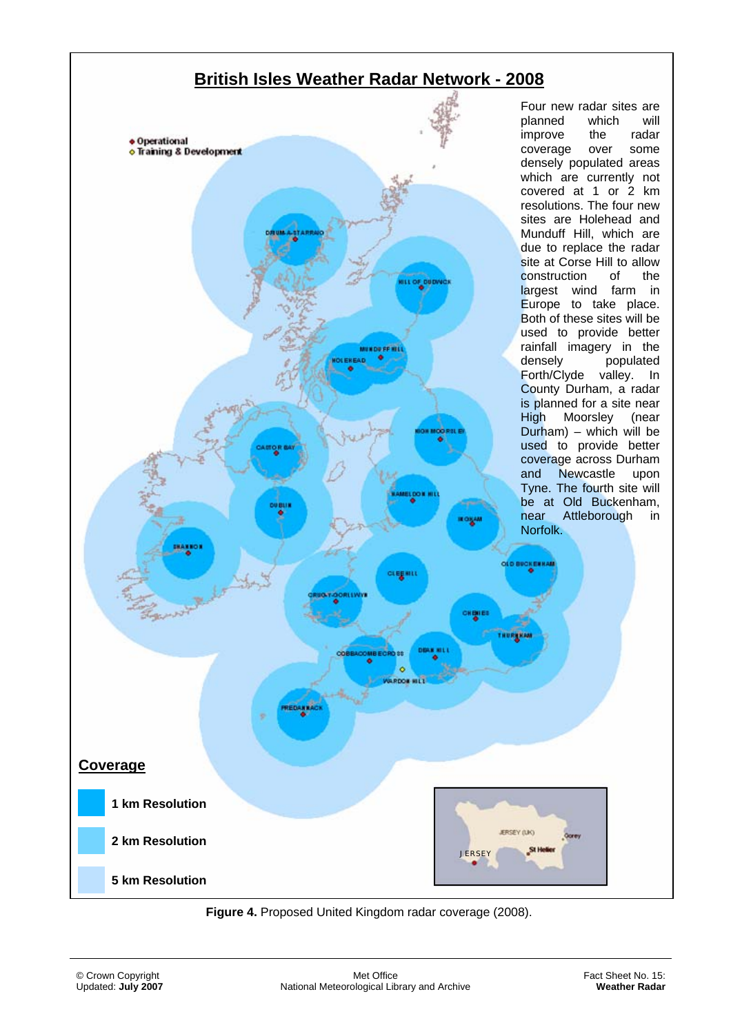## British Isles Weather Radar Network - 2008

Four new radar sites are planned which will improve the radar coverage over some densely populated areas which are currently not covered at 1 or 2 km resolutions. The four new sites are Holehead and Munduff Hill, which are due to replace the radar site at Corse Hill to allow construction of the largest wind farm in Europe to take place. Both of these sites will be used to provide better rainfall imagery in the densely populated Forth/Clyde valley. In County Durham, a radar is planned for a site near High Moorsley (near Durham) – which will be used to provide better coverage across Durham and Newcastle upon Tyne. The fourth site will be at Old Buckenham, near Attleborough in Norfolk.

◆ Operational
◇ Training & Development

DRUM-A-STARRAID, HILL OF DUDWICK, MUNDUFF HILL, HOLEHEAD, HIGH MOORSLEY, CASTOR BAY, DUBLIN, HAMELDON HILL, INGHAM, SHANNON, OLD BUCKENHAM, CLEE HILL, CRUG-Y-GORLLWYN, CHENIES, THURNHAM, COBBACOMBE CROSS, DEAN HILL, WARDON HILL, PREDANNACK, JERSEY

JERSEY (UK), Gorey, St Helier

### Coverage

- 1 km Resolution
- 2 km Resolution
- 5 km Resolution

**Figure 4.** Proposed United Kingdom radar coverage (2008).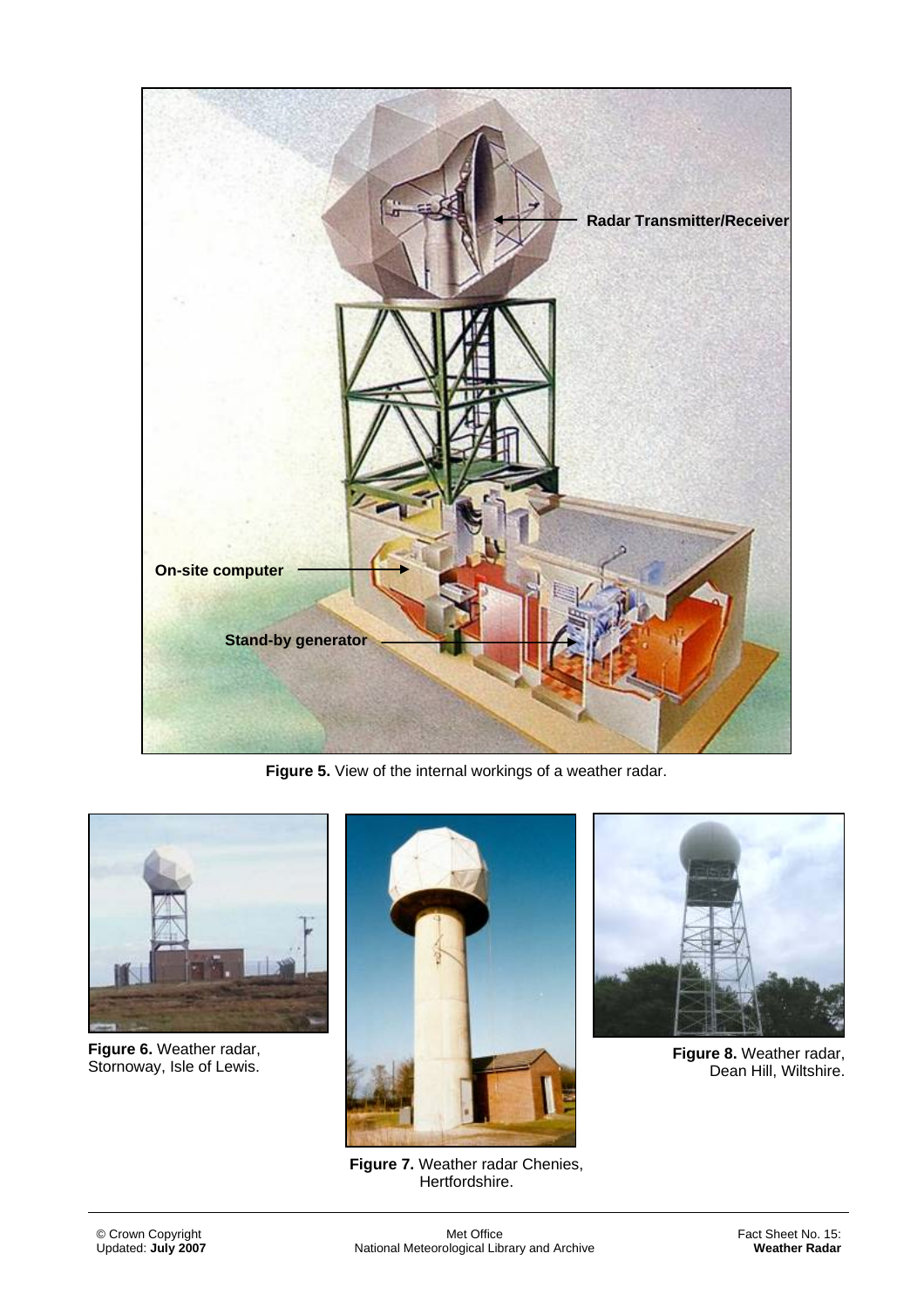Radar Transmitter/Receiver

On-site computer

Stand-by generator

**Figure 5.** View of the internal workings of a weather radar.

**Figure 6.** Weather radar, Stornoway, Isle of Lewis.

**Figure 7.** Weather radar Chenies, Hertfordshire.

**Figure 8.** Weather radar, Dean Hill, Wiltshire.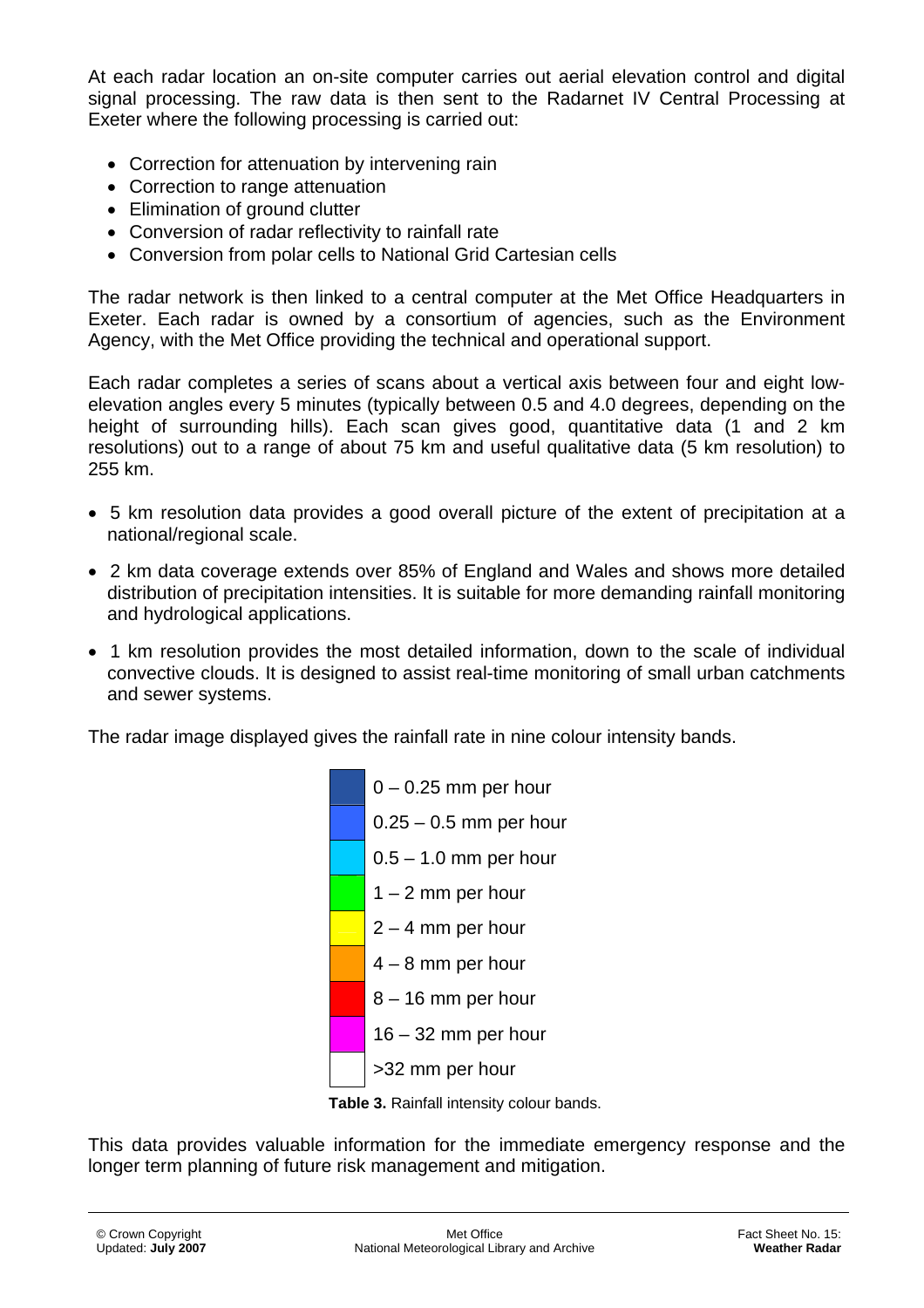At each radar location an on-site computer carries out aerial elevation control and digital signal processing. The raw data is then sent to the Radarnet IV Central Processing at Exeter where the following processing is carried out:

- Correction for attenuation by intervening rain
- Correction to range attenuation
- Elimination of ground clutter
- Conversion of radar reflectivity to rainfall rate
- Conversion from polar cells to National Grid Cartesian cells

The radar network is then linked to a central computer at the Met Office Headquarters in Exeter. Each radar is owned by a consortium of agencies, such as the Environment Agency, with the Met Office providing the technical and operational support.

Each radar completes a series of scans about a vertical axis between four and eight low-elevation angles every 5 minutes (typically between 0.5 and 4.0 degrees, depending on the height of surrounding hills). Each scan gives good, quantitative data (1 and 2 km resolutions) out to a range of about 75 km and useful qualitative data (5 km resolution) to 255 km.

- 5 km resolution data provides a good overall picture of the extent of precipitation at a national/regional scale.
- 2 km data coverage extends over 85% of England and Wales and shows more detailed distribution of precipitation intensities. It is suitable for more demanding rainfall monitoring and hydrological applications.
- 1 km resolution provides the most detailed information, down to the scale of individual convective clouds. It is designed to assist real-time monitoring of small urban catchments and sewer systems.

The radar image displayed gives the rainfall rate in nine colour intensity bands.

| Colour | Rainfall rate |
|---|---|
| Dark blue | 0 – 0.25 mm per hour |
| Blue | 0.25 – 0.5 mm per hour |
| Light blue | 0.5 – 1.0 mm per hour |
| Green | 1 – 2 mm per hour |
| Yellow | 2 – 4 mm per hour |
| Orange | 4 – 8 mm per hour |
| Red | 8 – 16 mm per hour |
| Magenta | 16 – 32 mm per hour |
| White | >32 mm per hour |

**Table 3.** Rainfall intensity colour bands.

This data provides valuable information for the immediate emergency response and the longer term planning of future risk management and mitigation.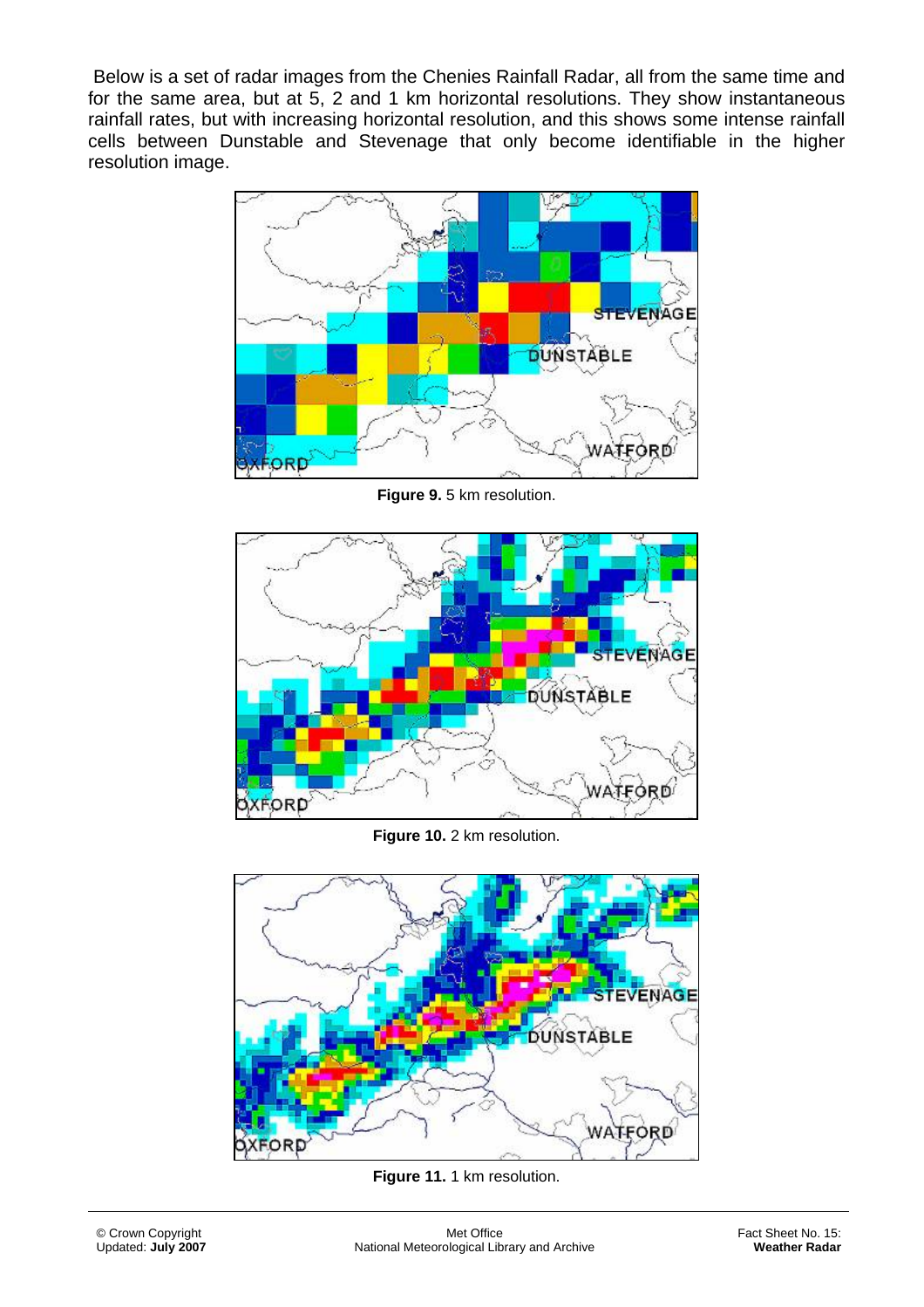Below is a set of radar images from the Chenies Rainfall Radar, all from the same time and for the same area, but at 5, 2 and 1 km horizontal resolutions. They show instantaneous rainfall rates, but with increasing horizontal resolution, and this shows some intense rainfall cells between Dunstable and Stevenage that only become identifiable in the higher resolution image.

**Figure 9.** 5 km resolution.

**Figure 10.** 2 km resolution.

**Figure 11.** 1 km resolution.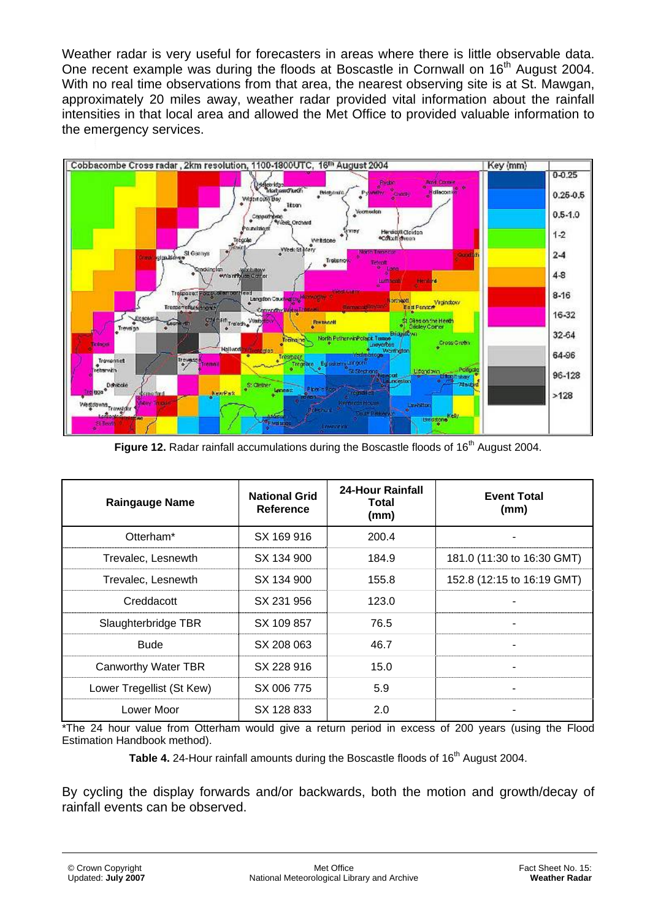Weather radar is very useful for forecasters in areas where there is little observable data. One recent example was during the floods at Boscastle in Cornwall on 16th August 2004. With no real time observations from that area, the nearest observing site is at St. Mawgan, approximately 20 miles away, weather radar provided vital information about the rainfall intensities in that local area and allowed the Met Office to provided valuable information to the emergency services.

**Figure 12.** Radar rainfall accumulations during the Boscastle floods of 16th August 2004.

| Raingauge Name | National Grid Reference | 24-Hour Rainfall Total (mm) | Event Total (mm) |
|---|---|---|---|
| Otterham* | SX 169 916 | 200.4 | - |
| Trevalec, Lesnewth | SX 134 900 | 184.9 | 181.0 (11:30 to 16:30 GMT) |
| Trevalec, Lesnewth | SX 134 900 | 155.8 | 152.8 (12:15 to 16:19 GMT) |
| Creddacott | SX 231 956 | 123.0 | - |
| Slaughterbridge TBR | SX 109 857 | 76.5 | - |
| Bude | SX 208 063 | 46.7 | - |
| Canworthy Water TBR | SX 228 916 | 15.0 | - |
| Lower Tregellist (St Kew) | SX 006 775 | 5.9 | - |
| Lower Moor | SX 128 833 | 2.0 | - |

*The 24 hour value from Otterham would give a return period in excess of 200 years (using the Flood Estimation Handbook method).

**Table 4.** 24-Hour rainfall amounts during the Boscastle floods of 16th August 2004.

By cycling the display forwards and/or backwards, both the motion and growth/decay of rainfall events can be observed.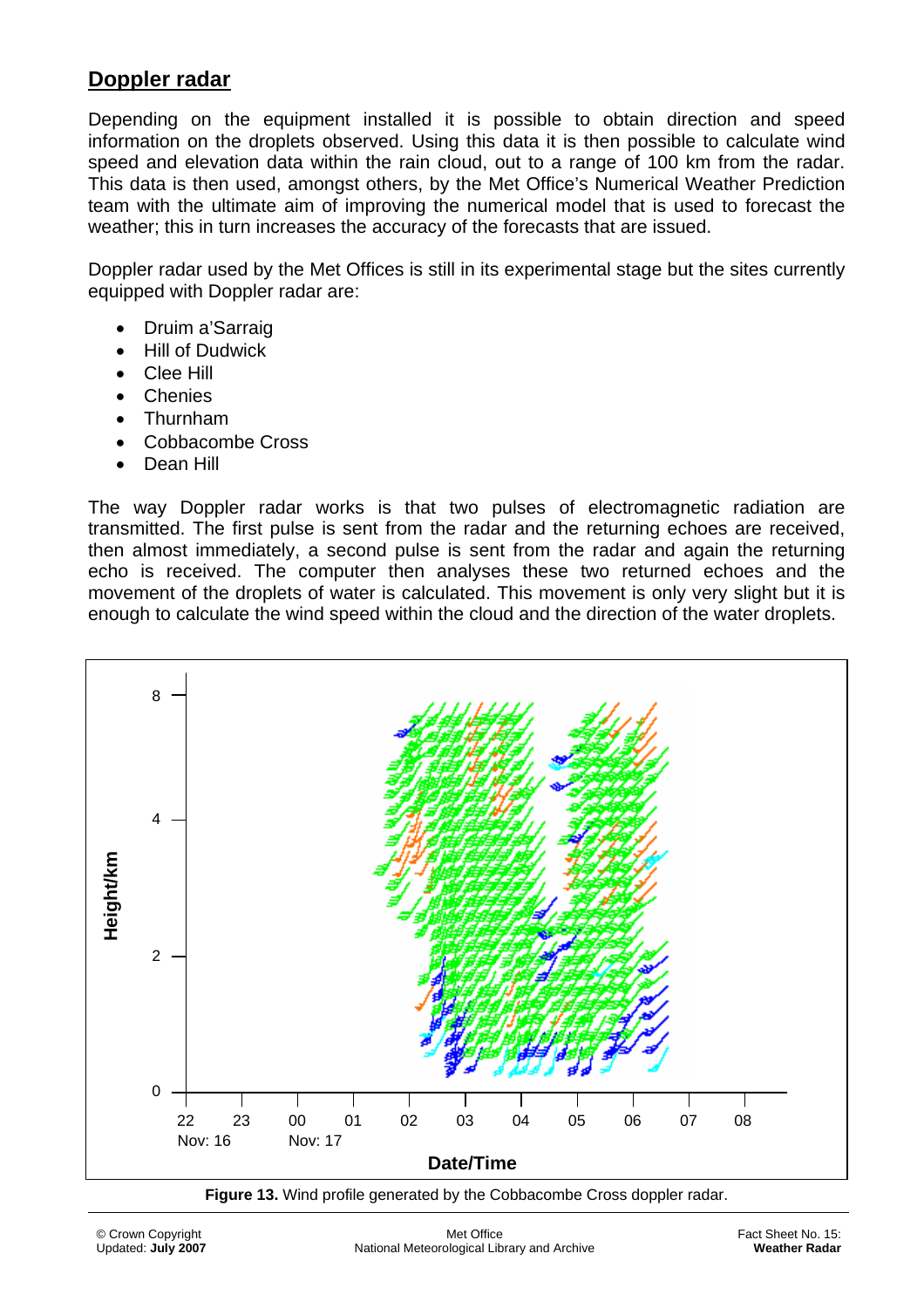## Doppler radar

Depending on the equipment installed it is possible to obtain direction and speed information on the droplets observed. Using this data it is then possible to calculate wind speed and elevation data within the rain cloud, out to a range of 100 km from the radar. This data is then used, amongst others, by the Met Office's Numerical Weather Prediction team with the ultimate aim of improving the numerical model that is used to forecast the weather; this in turn increases the accuracy of the forecasts that are issued.

Doppler radar used by the Met Offices is still in its experimental stage but the sites currently equipped with Doppler radar are:

- Druim a'Sarraig
- Hill of Dudwick
- Clee Hill
- Chenies
- Thurnham
- Cobbacombe Cross
- Dean Hill

The way Doppler radar works is that two pulses of electromagnetic radiation are transmitted. The first pulse is sent from the radar and the returning echoes are received, then almost immediately, a second pulse is sent from the radar and again the returning echo is received. The computer then analyses these two returned echoes and the movement of the droplets of water is calculated. This movement is only very slight but it is enough to calculate the wind speed within the cloud and the direction of the water droplets.

**Figure 13.** Wind profile generated by the Cobbacombe Cross doppler radar.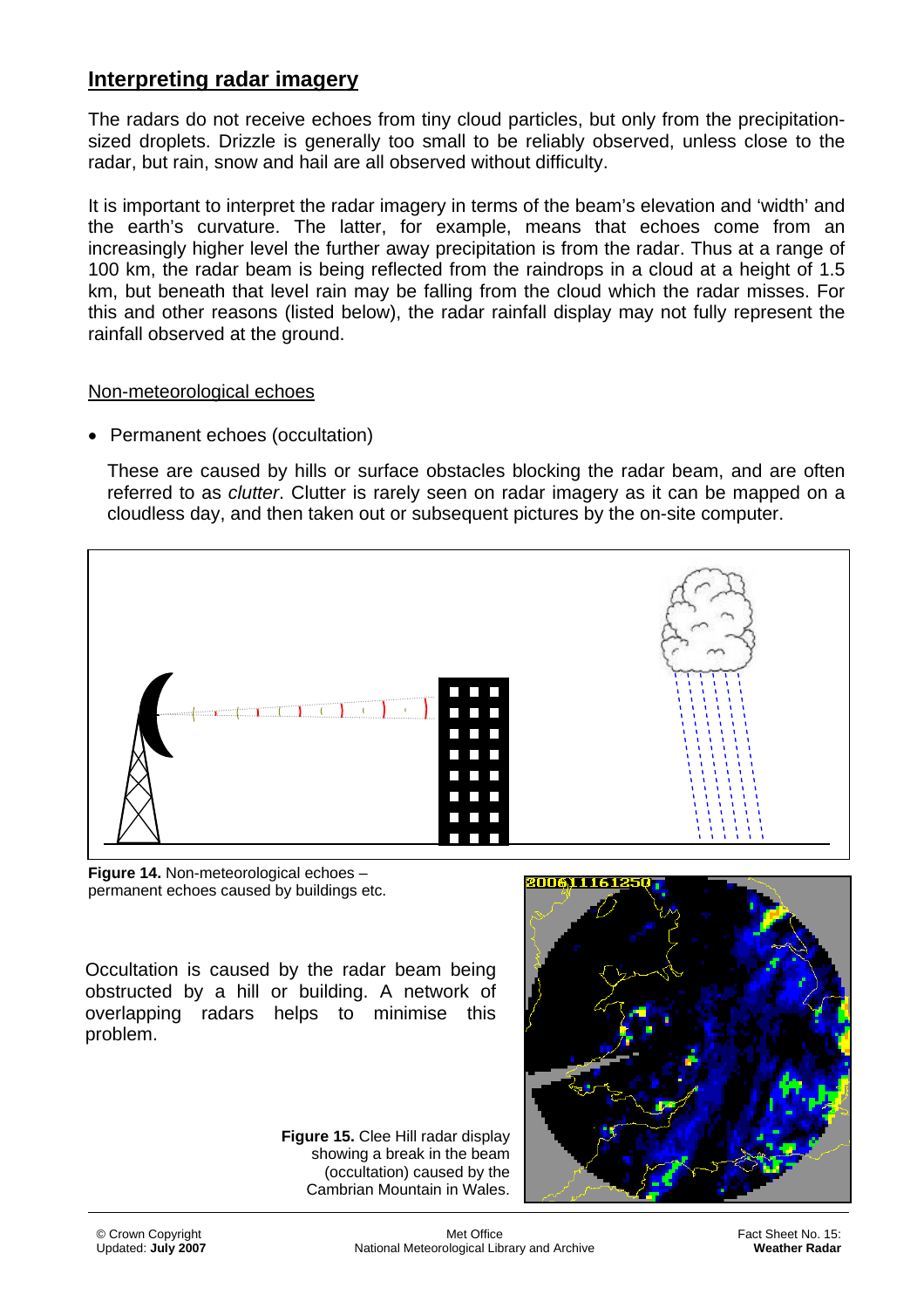## Interpreting radar imagery

The radars do not receive echoes from tiny cloud particles, but only from the precipitation-sized droplets. Drizzle is generally too small to be reliably observed, unless close to the radar, but rain, snow and hail are all observed without difficulty.

It is important to interpret the radar imagery in terms of the beam's elevation and 'width' and the earth's curvature. The latter, for example, means that echoes come from an increasingly higher level the further away precipitation is from the radar. Thus at a range of 100 km, the radar beam is being reflected from the raindrops in a cloud at a height of 1.5 km, but beneath that level rain may be falling from the cloud which the radar misses. For this and other reasons (listed below), the radar rainfall display may not fully represent the rainfall observed at the ground.

### Non-meteorological echoes

- Permanent echoes (occultation)

These are caused by hills or surface obstacles blocking the radar beam, and are often referred to as *clutter*. Clutter is rarely seen on radar imagery as it can be mapped on a cloudless day, and then taken out or subsequent pictures by the on-site computer.

**Figure 14.** Non-meteorological echoes – permanent echoes caused by buildings etc.

Occultation is caused by the radar beam being obstructed by a hill or building. A network of overlapping radars helps to minimise this problem.

**Figure 15.** Clee Hill radar display showing a break in the beam (occultation) caused by the Cambrian Mountain in Wales.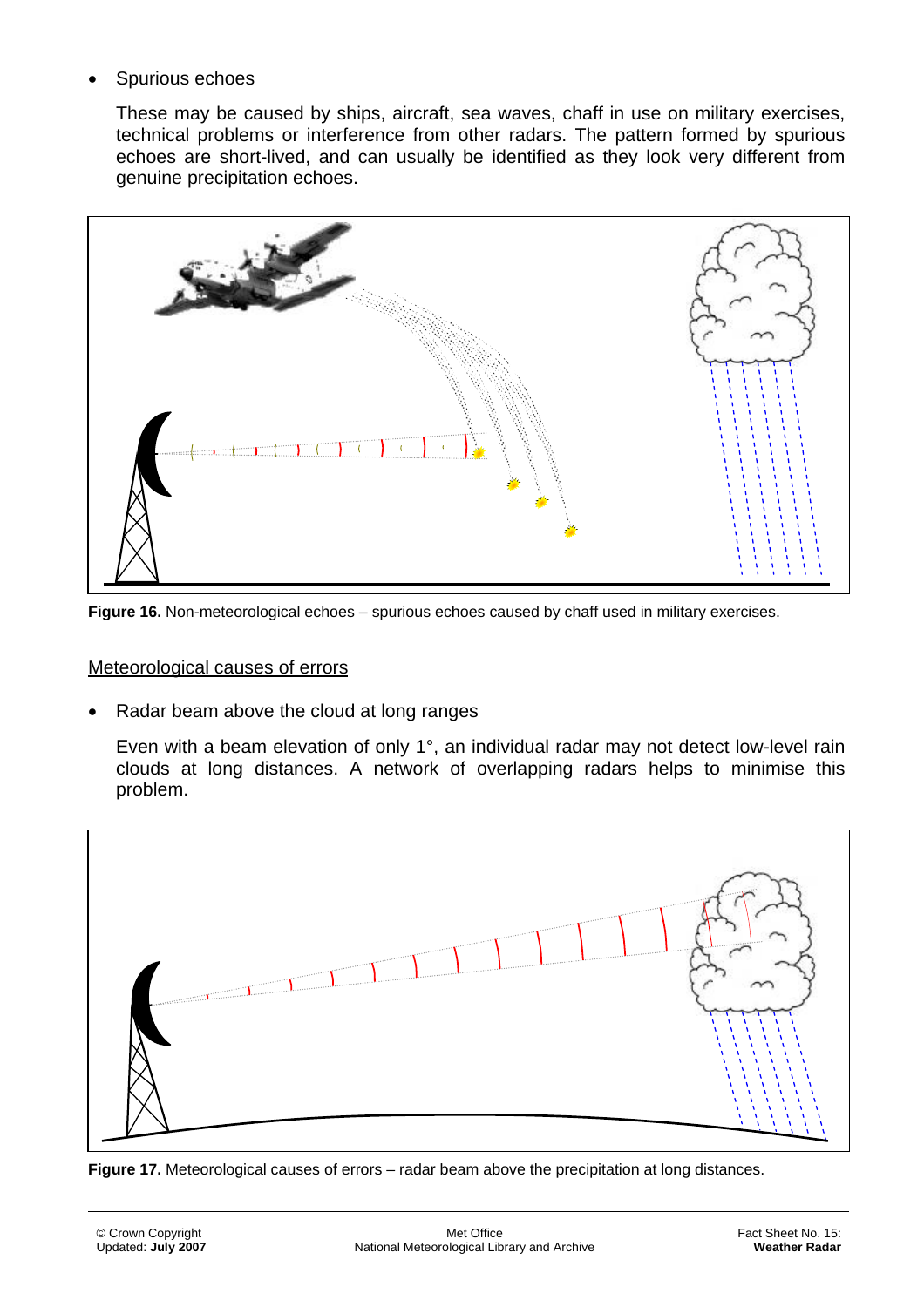- Spurious echoes

  These may be caused by ships, aircraft, sea waves, chaff in use on military exercises, technical problems or interference from other radars. The pattern formed by spurious echoes are short-lived, and can usually be identified as they look very different from genuine precipitation echoes.

**Figure 16.** Non-meteorological echoes – spurious echoes caused by chaff used in military exercises.

<u>Meteorological causes of errors</u>

- Radar beam above the cloud at long ranges

  Even with a beam elevation of only 1°, an individual radar may not detect low-level rain clouds at long distances. A network of overlapping radars helps to minimise this problem.

**Figure 17.** Meteorological causes of errors – radar beam above the precipitation at long distances.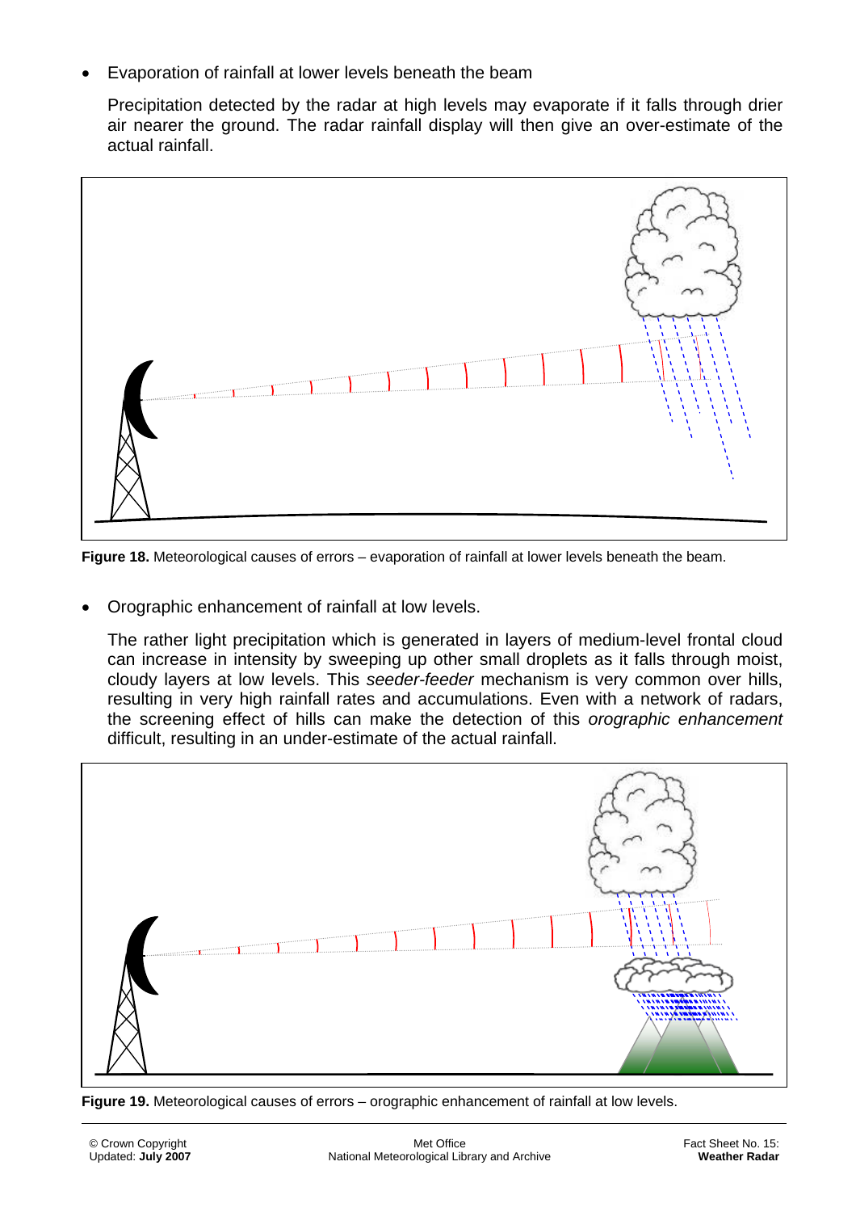- Evaporation of rainfall at lower levels beneath the beam

  Precipitation detected by the radar at high levels may evaporate if it falls through drier air nearer the ground. The radar rainfall display will then give an over-estimate of the actual rainfall.

**Figure 18.** Meteorological causes of errors – evaporation of rainfall at lower levels beneath the beam.

- Orographic enhancement of rainfall at low levels.

  The rather light precipitation which is generated in layers of medium-level frontal cloud can increase in intensity by sweeping up other small droplets as it falls through moist, cloudy layers at low levels. This *seeder-feeder* mechanism is very common over hills, resulting in very high rainfall rates and accumulations. Even with a network of radars, the screening effect of hills can make the detection of this *orographic enhancement* difficult, resulting in an under-estimate of the actual rainfall.

**Figure 19.** Meteorological causes of errors – orographic enhancement of rainfall at low levels.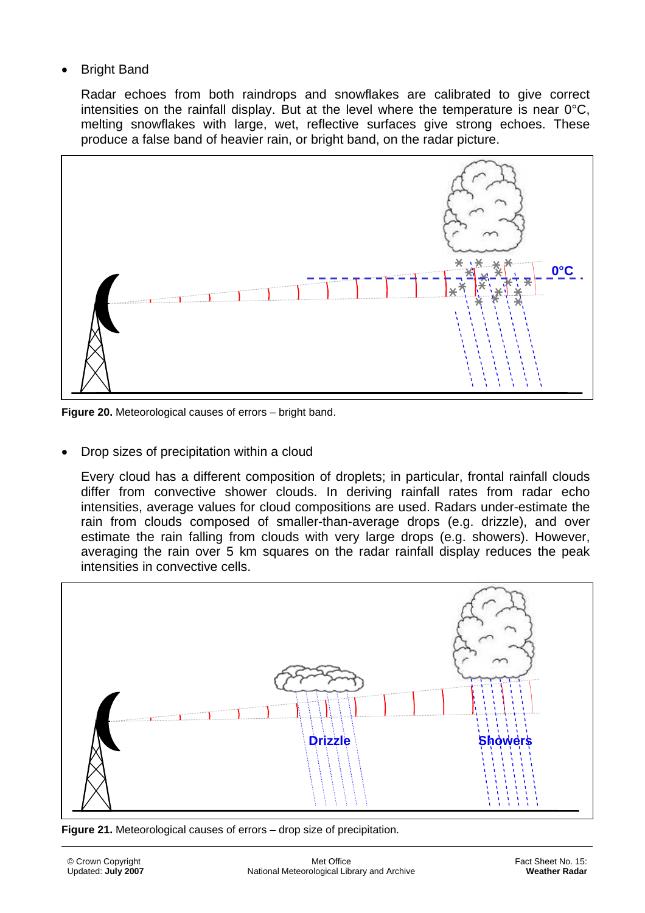- Bright Band

  Radar echoes from both raindrops and snowflakes are calibrated to give correct intensities on the rainfall display. But at the level where the temperature is near 0°C, melting snowflakes with large, wet, reflective surfaces give strong echoes. These produce a false band of heavier rain, or bright band, on the radar picture.

**Figure 20.** Meteorological causes of errors – bright band.

- Drop sizes of precipitation within a cloud

  Every cloud has a different composition of droplets; in particular, frontal rainfall clouds differ from convective shower clouds. In deriving rainfall rates from radar echo intensities, average values for cloud compositions are used. Radars under-estimate the rain from clouds composed of smaller-than-average drops (e.g. drizzle), and over estimate the rain falling from clouds with very large drops (e.g. showers). However, averaging the rain over 5 km squares on the radar rainfall display reduces the peak intensities in convective cells.

**Figure 21.** Meteorological causes of errors – drop size of precipitation.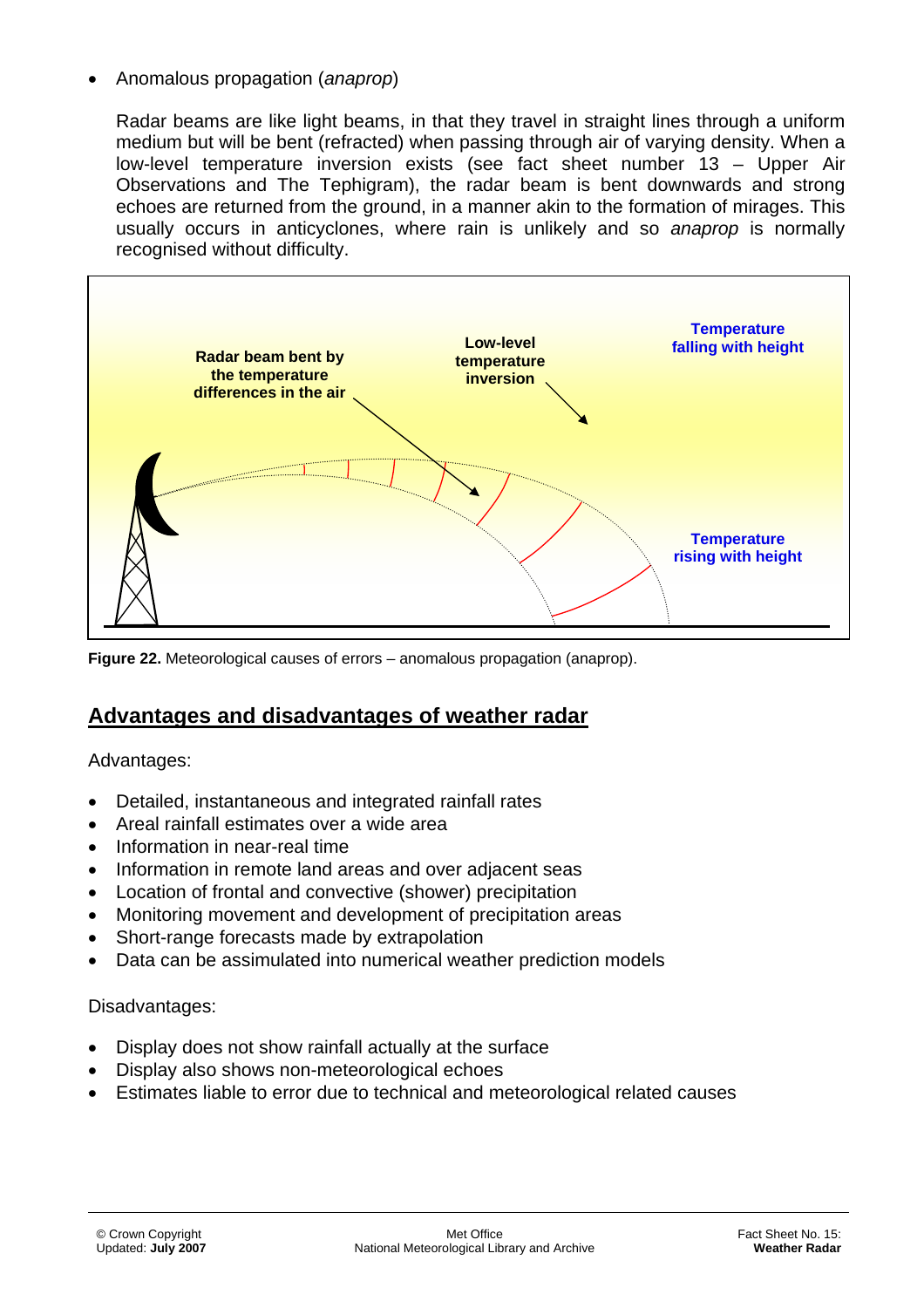- Anomalous propagation (*anaprop*)

  Radar beams are like light beams, in that they travel in straight lines through a uniform medium but will be bent (refracted) when passing through air of varying density. When a low-level temperature inversion exists (see fact sheet number 13 – Upper Air Observations and The Tephigram), the radar beam is bent downwards and strong echoes are returned from the ground, in a manner akin to the formation of mirages. This usually occurs in anticyclones, where rain is unlikely and so *anaprop* is normally recognised without difficulty.

**Figure 22.** Meteorological causes of errors – anomalous propagation (anaprop).

## Advantages and disadvantages of weather radar

Advantages:

- Detailed, instantaneous and integrated rainfall rates
- Areal rainfall estimates over a wide area
- Information in near-real time
- Information in remote land areas and over adjacent seas
- Location of frontal and convective (shower) precipitation
- Monitoring movement and development of precipitation areas
- Short-range forecasts made by extrapolation
- Data can be assimulated into numerical weather prediction models

Disadvantages:

- Display does not show rainfall actually at the surface
- Display also shows non-meteorological echoes
- Estimates liable to error due to technical and meteorological related causes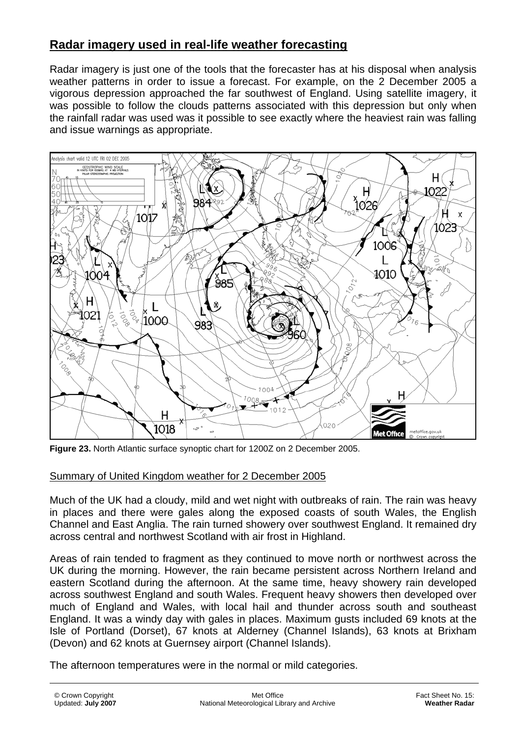## Radar imagery used in real-life weather forecasting

Radar imagery is just one of the tools that the forecaster has at his disposal when analysis weather patterns in order to issue a forecast. For example, on the 2 December 2005 a vigorous depression approached the far southwest of England. Using satellite imagery, it was possible to follow the clouds patterns associated with this depression but only when the rainfall radar was used was it possible to see exactly where the heaviest rain was falling and issue warnings as appropriate.

**Figure 23.** North Atlantic surface synoptic chart for 1200Z on 2 December 2005.

Summary of United Kingdom weather for 2 December 2005

Much of the UK had a cloudy, mild and wet night with outbreaks of rain. The rain was heavy in places and there were gales along the exposed coasts of south Wales, the English Channel and East Anglia. The rain turned showery over southwest England. It remained dry across central and northwest Scotland with air frost in Highland.

Areas of rain tended to fragment as they continued to move north or northwest across the UK during the morning. However, the rain became persistent across Northern Ireland and eastern Scotland during the afternoon. At the same time, heavy showery rain developed across southwest England and south Wales. Frequent heavy showers then developed over much of England and Wales, with local hail and thunder across south and southeast England. It was a windy day with gales in places. Maximum gusts included 69 knots at the Isle of Portland (Dorset), 67 knots at Alderney (Channel Islands), 63 knots at Brixham (Devon) and 62 knots at Guernsey airport (Channel Islands).

The afternoon temperatures were in the normal or mild categories.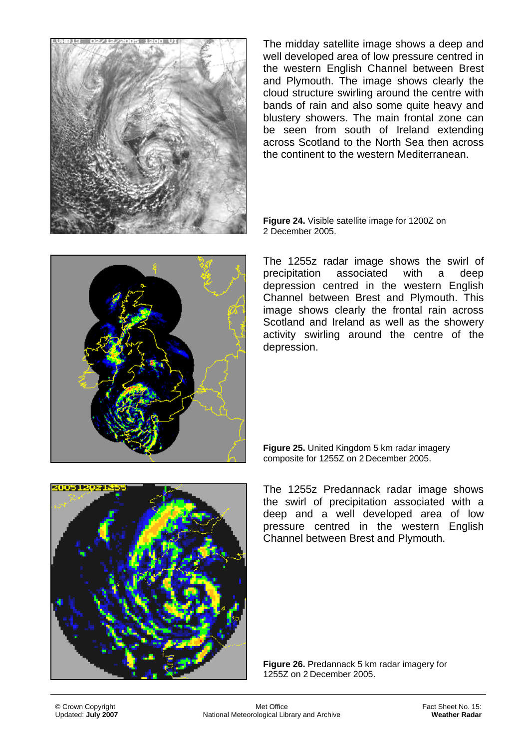The midday satellite image shows a deep and well developed area of low pressure centred in the western English Channel between Brest and Plymouth. The image shows clearly the cloud structure swirling around the centre with bands of rain and also some quite heavy and blustery showers. The main frontal zone can be seen from south of Ireland extending across Scotland to the North Sea then across the continent to the western Mediterranean.

**Figure 24.** Visible satellite image for 1200Z on 2 December 2005.

The 1255z radar image shows the swirl of precipitation associated with a deep depression centred in the western English Channel between Brest and Plymouth. This image shows clearly the frontal rain across Scotland and Ireland as well as the showery activity swirling around the centre of the depression.

**Figure 25.** United Kingdom 5 km radar imagery composite for 1255Z on 2 December 2005.

The 1255z Predannack radar image shows the swirl of precipitation associated with a deep and a well developed area of low pressure centred in the western English Channel between Brest and Plymouth.

**Figure 26.** Predannack 5 km radar imagery for 1255Z on 2 December 2005.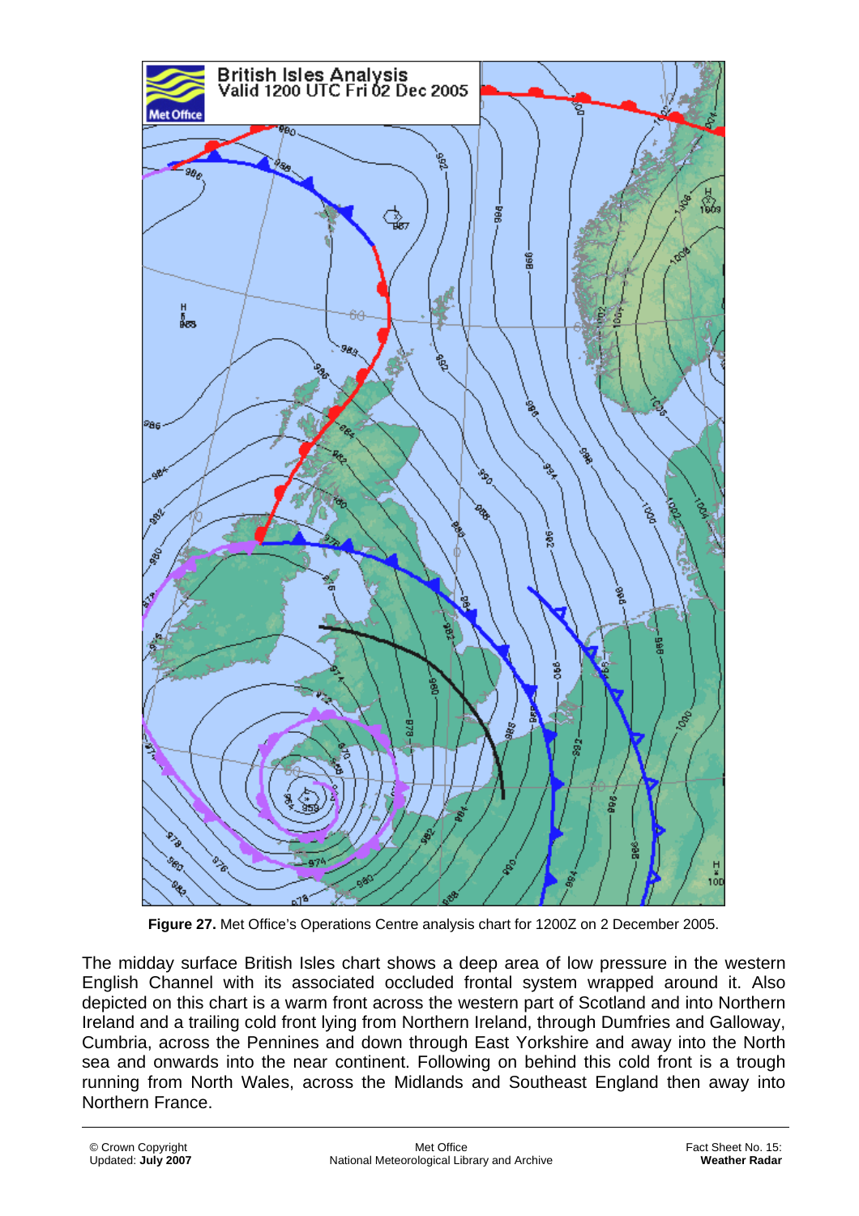**Figure 27.** Met Office's Operations Centre analysis chart for 1200Z on 2 December 2005.

The midday surface British Isles chart shows a deep area of low pressure in the western English Channel with its associated occluded frontal system wrapped around it. Also depicted on this chart is a warm front across the western part of Scotland and into Northern Ireland and a trailing cold front lying from Northern Ireland, through Dumfries and Galloway, Cumbria, across the Pennines and down through East Yorkshire and away into the North sea and onwards into the near continent. Following on behind this cold front is a trough running from North Wales, across the Midlands and Southeast England then away into Northern France.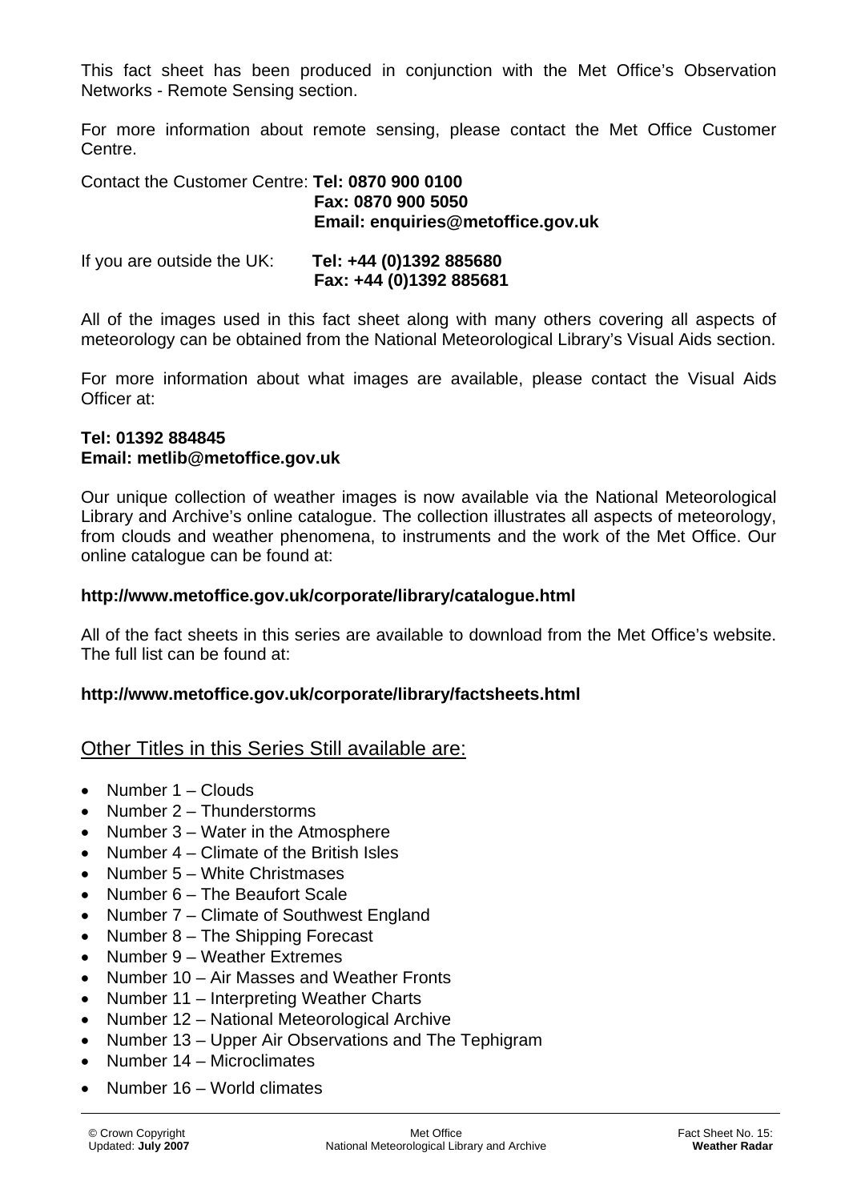This fact sheet has been produced in conjunction with the Met Office's Observation Networks - Remote Sensing section.

For more information about remote sensing, please contact the Met Office Customer Centre.

Contact the Customer Centre: **Tel: 0870 900 0100**
**Fax: 0870 900 5050**
**Email: enquiries@metoffice.gov.uk**

If you are outside the UK: **Tel: +44 (0)1392 885680**
**Fax: +44 (0)1392 885681**

All of the images used in this fact sheet along with many others covering all aspects of meteorology can be obtained from the National Meteorological Library's Visual Aids section.

For more information about what images are available, please contact the Visual Aids Officer at:

**Tel: 01392 884845**
**Email: metlib@metoffice.gov.uk**

Our unique collection of weather images is now available via the National Meteorological Library and Archive's online catalogue. The collection illustrates all aspects of meteorology, from clouds and weather phenomena, to instruments and the work of the Met Office. Our online catalogue can be found at:

**http://www.metoffice.gov.uk/corporate/library/catalogue.html**

All of the fact sheets in this series are available to download from the Met Office's website. The full list can be found at:

**http://www.metoffice.gov.uk/corporate/library/factsheets.html**

## Other Titles in this Series Still available are:

- Number 1 – Clouds
- Number 2 – Thunderstorms
- Number 3 – Water in the Atmosphere
- Number 4 – Climate of the British Isles
- Number 5 – White Christmases
- Number 6 – The Beaufort Scale
- Number 7 – Climate of Southwest England
- Number 8 – The Shipping Forecast
- Number 9 – Weather Extremes
- Number 10 – Air Masses and Weather Fronts
- Number 11 – Interpreting Weather Charts
- Number 12 – National Meteorological Archive
- Number 13 – Upper Air Observations and The Tephigram
- Number 14 – Microclimates
- Number 16 – World climates